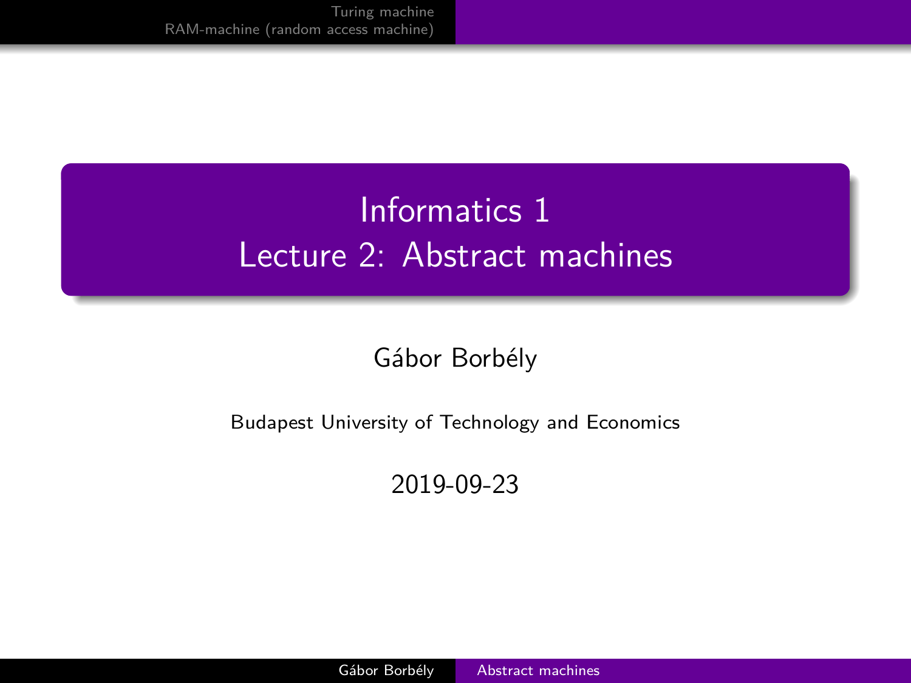# Informatics 1
## Lecture 2: Abstract machines

Gábor Borbély

Budapest University of Technology and Economics

2019-09-23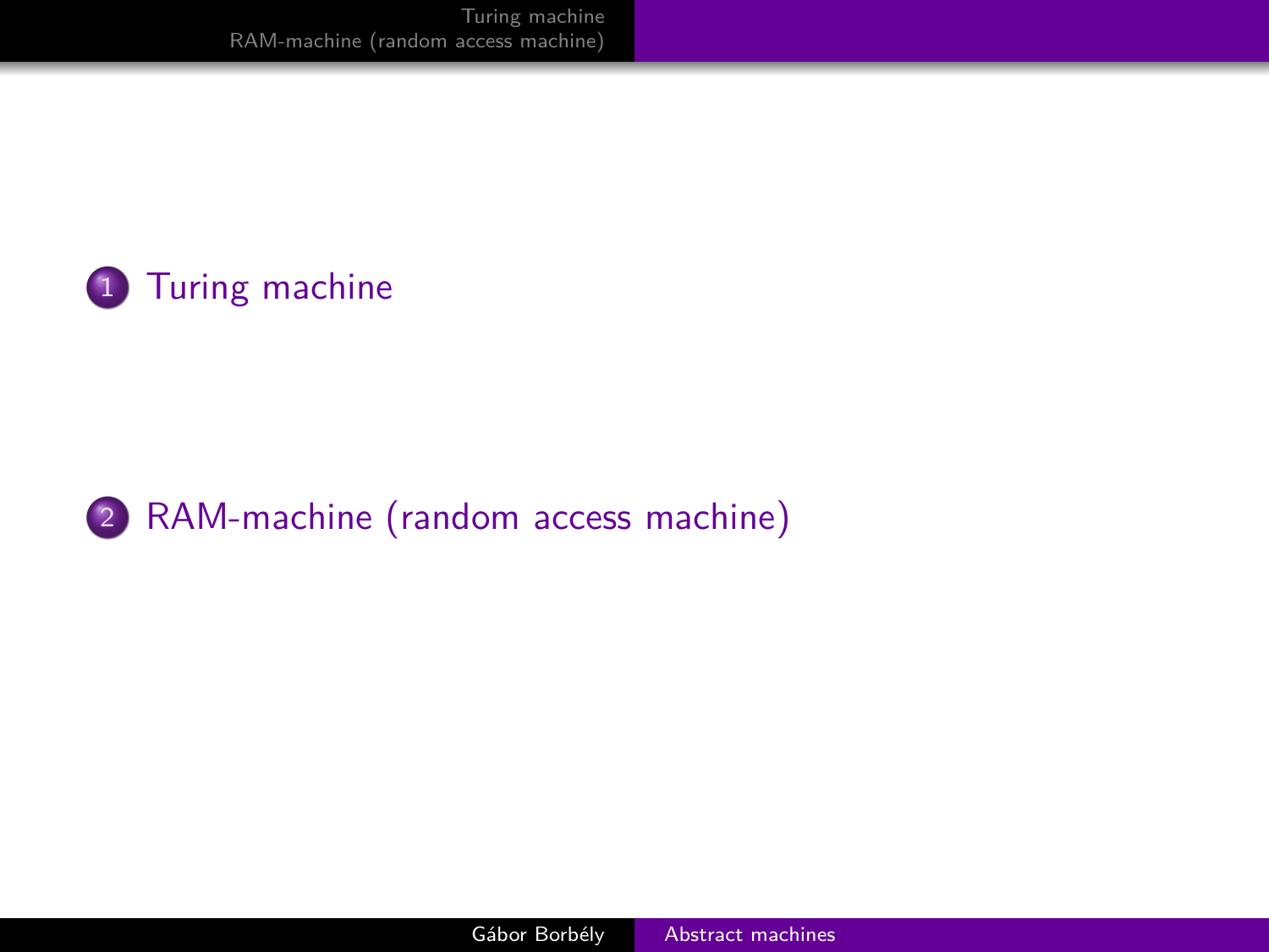1. Turing machine

2. RAM-machine (random access machine)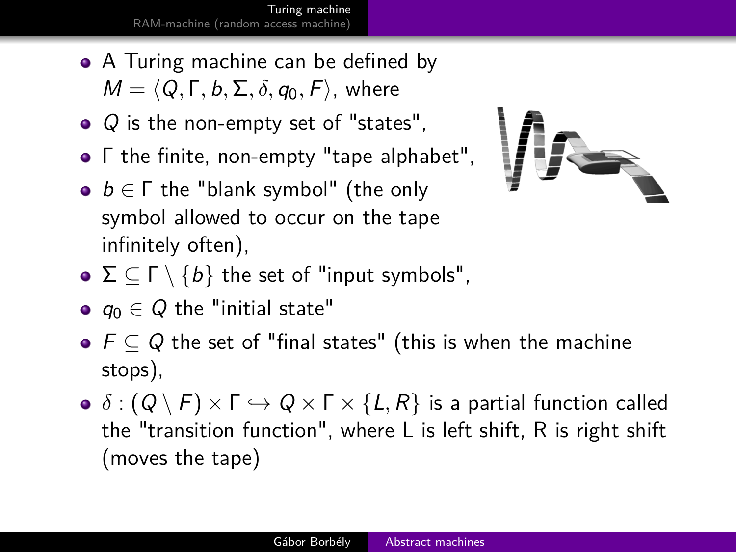- A Turing machine can be defined by $M = \langle Q, \Gamma, b, \Sigma, \delta, q_0, F \rangle$, where
- $Q$ is the non-empty set of "states",
- $\Gamma$ the finite, non-empty "tape alphabet",
- $b \in \Gamma$ the "blank symbol" (the only symbol allowed to occur on the tape infinitely often),
- $\Sigma \subseteq \Gamma \setminus \{b\}$ the set of "input symbols",
- $q_0 \in Q$ the "initial state"
- $F \subseteq Q$ the set of "final states" (this is when the machine stops),
- $\delta : (Q \setminus F) \times \Gamma \hookrightarrow Q \times \Gamma \times \{L, R\}$ is a partial function called the "transition function", where L is left shift, R is right shift (moves the tape)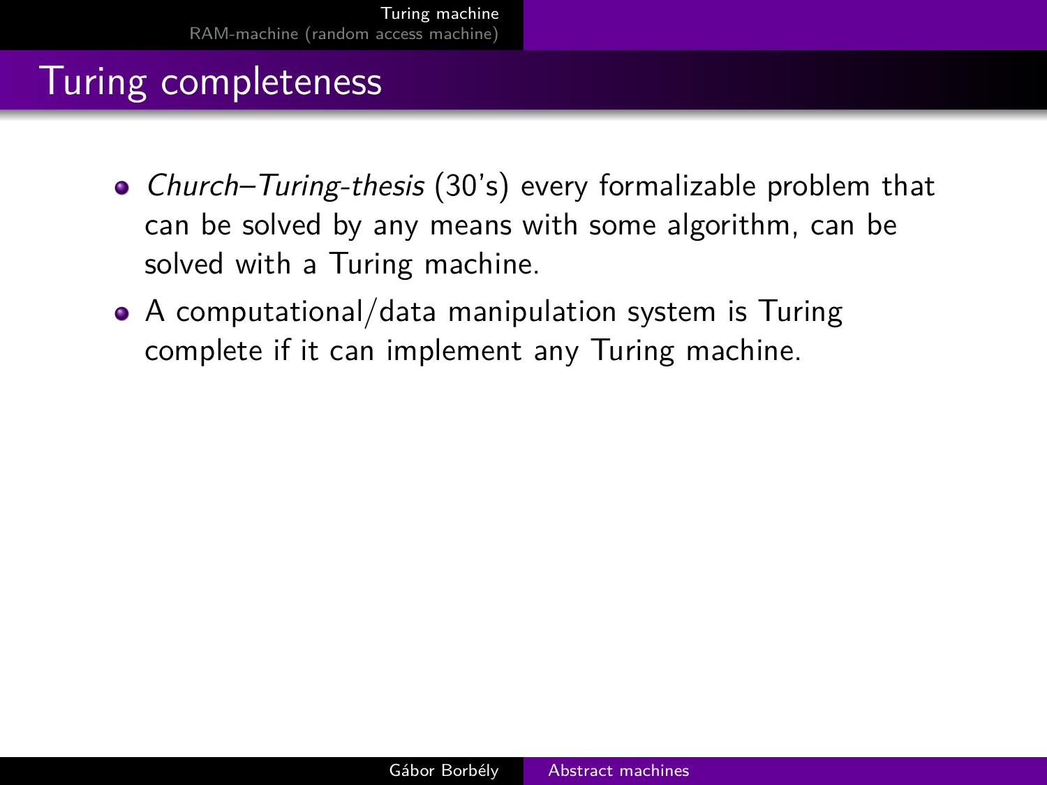# Turing completeness

- *Church–Turing-thesis* (30's) every formalizable problem that can be solved by any means with some algorithm, can be solved with a Turing machine.
- A computational/data manipulation system is Turing complete if it can implement any Turing machine.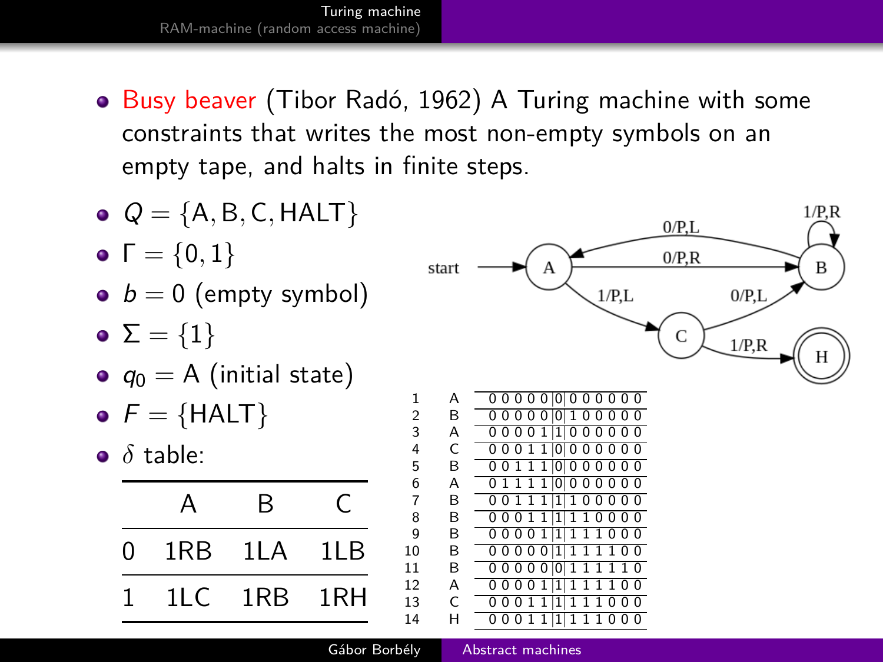- Busy beaver (Tibor Radó, 1962) A Turing machine with some constraints that writes the most non-empty symbols on an empty tape, and halts in finite steps.
- $Q = \{\mathrm{A}, \mathrm{B}, \mathrm{C}, \mathrm{HALT}\}$
- $\Gamma = \{0, 1\}$
- $b = 0$ (empty symbol)
- $\Sigma = \{1\}$
- $q_0 = \mathrm{A}$ (initial state)
- $F = \{\mathrm{HALT}\}$
- $\delta$ table:

| | A | B | C |
|---|---|---|---|
| 0 | 1RB | 1LA | 1LB |
| 1 | 1LC | 1RB | 1RH |

| Step | State | Tape |
|---|---|---|
| 1 | A | 0 0 0 0 0 [0] 0 0 0 0 0 0 |
| 2 | B | 0 0 0 0 0 [0] 1 0 0 0 0 0 |
| 3 | A | 0 0 0 0 1 [1] 0 0 0 0 0 0 |
| 4 | C | 0 0 0 1 1 [0] 0 0 0 0 0 0 |
| 5 | B | 0 0 1 1 1 [0] 0 0 0 0 0 0 |
| 6 | A | 0 1 1 1 1 [0] 0 0 0 0 0 0 |
| 7 | B | 0 0 1 1 1 [1] 1 0 0 0 0 0 |
| 8 | B | 0 0 0 1 1 [1] 1 1 0 0 0 0 |
| 9 | B | 0 0 0 0 1 [1] 1 1 1 0 0 0 |
| 10 | B | 0 0 0 0 0 [1] 1 1 1 1 0 0 |
| 11 | B | 0 0 0 0 0 [0] 1 1 1 1 1 0 |
| 12 | A | 0 0 0 0 1 [1] 1 1 1 1 0 0 |
| 13 | C | 0 0 0 1 1 [1] 1 1 1 0 0 0 |
| 14 | H | 0 0 0 1 1 [1] 1 1 1 0 0 0 |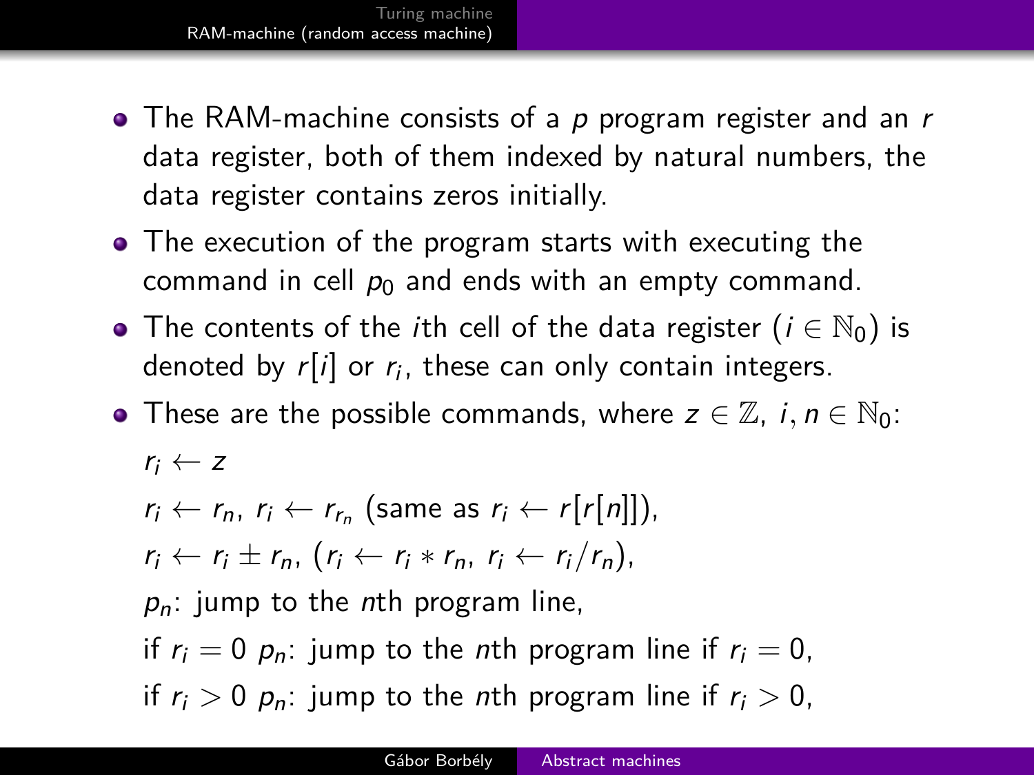- The RAM-machine consists of a $p$ program register and an $r$ data register, both of them indexed by natural numbers, the data register contains zeros initially.
- The execution of the program starts with executing the command in cell $p_0$ and ends with an empty command.
- The contents of the $i$th cell of the data register ($i \in \mathbb{N}_0$) is denoted by $r[i]$ or $r_i$, these can only contain integers.
- These are the possible commands, where $z \in \mathbb{Z}$, $i, n \in \mathbb{N}_0$:

  $r_i \leftarrow z$

  $r_i \leftarrow r_n$, $r_i \leftarrow r_{r_n}$ (same as $r_i \leftarrow r[r[n]]$),

  $r_i \leftarrow r_i \pm r_n$, ($r_i \leftarrow r_i * r_n$, $r_i \leftarrow r_i / r_n$),

  $p_n$: jump to the $n$th program line,

  if $r_i = 0$ $p_n$: jump to the $n$th program line if $r_i = 0$,

  if $r_i > 0$ $p_n$: jump to the $n$th program line if $r_i > 0$,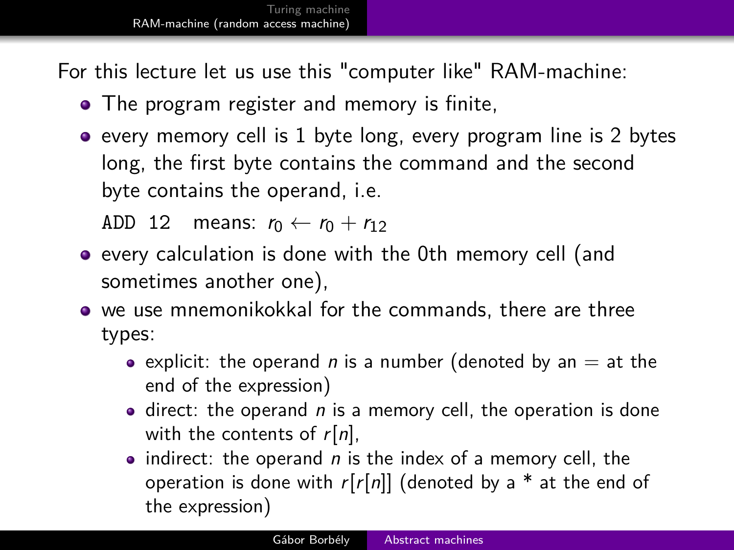For this lecture let us use this "computer like" RAM-machine:

- The program register and memory is finite,
- every memory cell is 1 byte long, every program line is 2 bytes long, the first byte contains the command and the second byte contains the operand, i.e.

  `ADD 12` means: $r_0 \leftarrow r_0 + r_{12}$
- every calculation is done with the 0th memory cell (and sometimes another one),
- we use mnemonikokkal for the commands, there are three types:
  - explicit: the operand $n$ is a number (denoted by an $=$ at the end of the expression)
  - direct: the operand $n$ is a memory cell, the operation is done with the contents of $r[n]$,
  - indirect: the operand $n$ is the index of a memory cell, the operation is done with $r[r[n]]$ (denoted by a * at the end of the expression)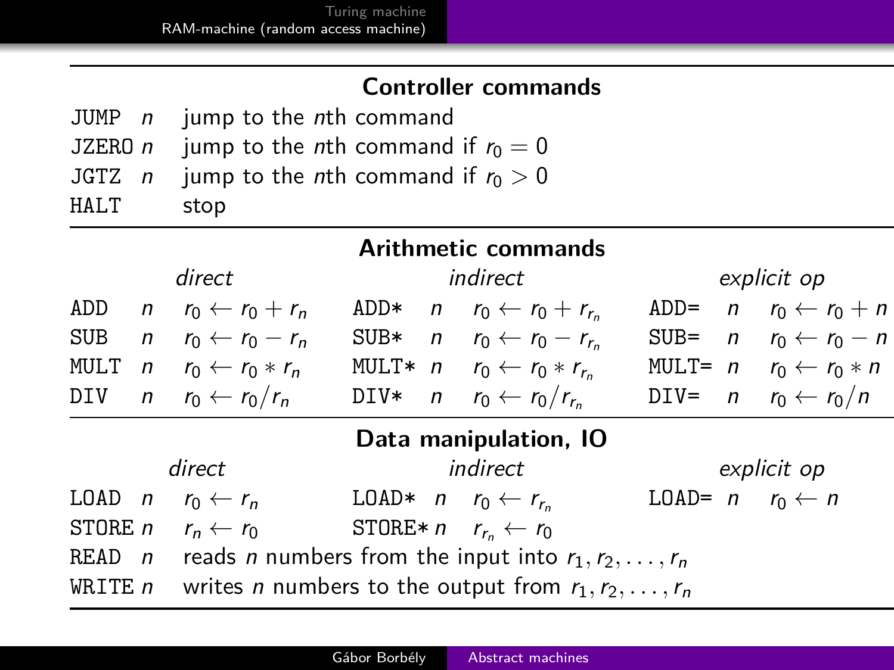### Controller commands

| Command | Description |
|---|---|
| JUMP $n$ | jump to the $n$th command |
| JZERO $n$ | jump to the $n$th command if $r_0 = 0$ |
| JGTZ $n$ | jump to the $n$th command if $r_0 > 0$ |
| HALT | stop |

### Arithmetic commands

| *direct* | | *indirect* | | *explicit op* | |
|---|---|---|---|---|---|
| ADD $n$ | $r_0 \leftarrow r_0 + r_n$ | ADD* $n$ | $r_0 \leftarrow r_0 + r_{r_n}$ | ADD= $n$ | $r_0 \leftarrow r_0 + n$ |
| SUB $n$ | $r_0 \leftarrow r_0 - r_n$ | SUB* $n$ | $r_0 \leftarrow r_0 - r_{r_n}$ | SUB= $n$ | $r_0 \leftarrow r_0 - n$ |
| MULT $n$ | $r_0 \leftarrow r_0 * r_n$ | MULT* $n$ | $r_0 \leftarrow r_0 * r_{r_n}$ | MULT= $n$ | $r_0 \leftarrow r_0 * n$ |
| DIV $n$ | $r_0 \leftarrow r_0 / r_n$ | DIV* $n$ | $r_0 \leftarrow r_0 / r_{r_n}$ | DIV= $n$ | $r_0 \leftarrow r_0 / n$ |

### Data manipulation, IO

| *direct* | | *indirect* | | *explicit op* | |
|---|---|---|---|---|---|
| LOAD $n$ | $r_0 \leftarrow r_n$ | LOAD* $n$ | $r_0 \leftarrow r_{r_n}$ | LOAD= $n$ | $r_0 \leftarrow n$ |
| STORE $n$ | $r_n \leftarrow r_0$ | STORE* $n$ | $r_{r_n} \leftarrow r_0$ | | |
| READ $n$ | reads $n$ numbers from the input into $r_1, r_2, \ldots, r_n$ | | | | |
| WRITE $n$ | writes $n$ numbers to the output from $r_1, r_2, \ldots, r_n$ | | | | |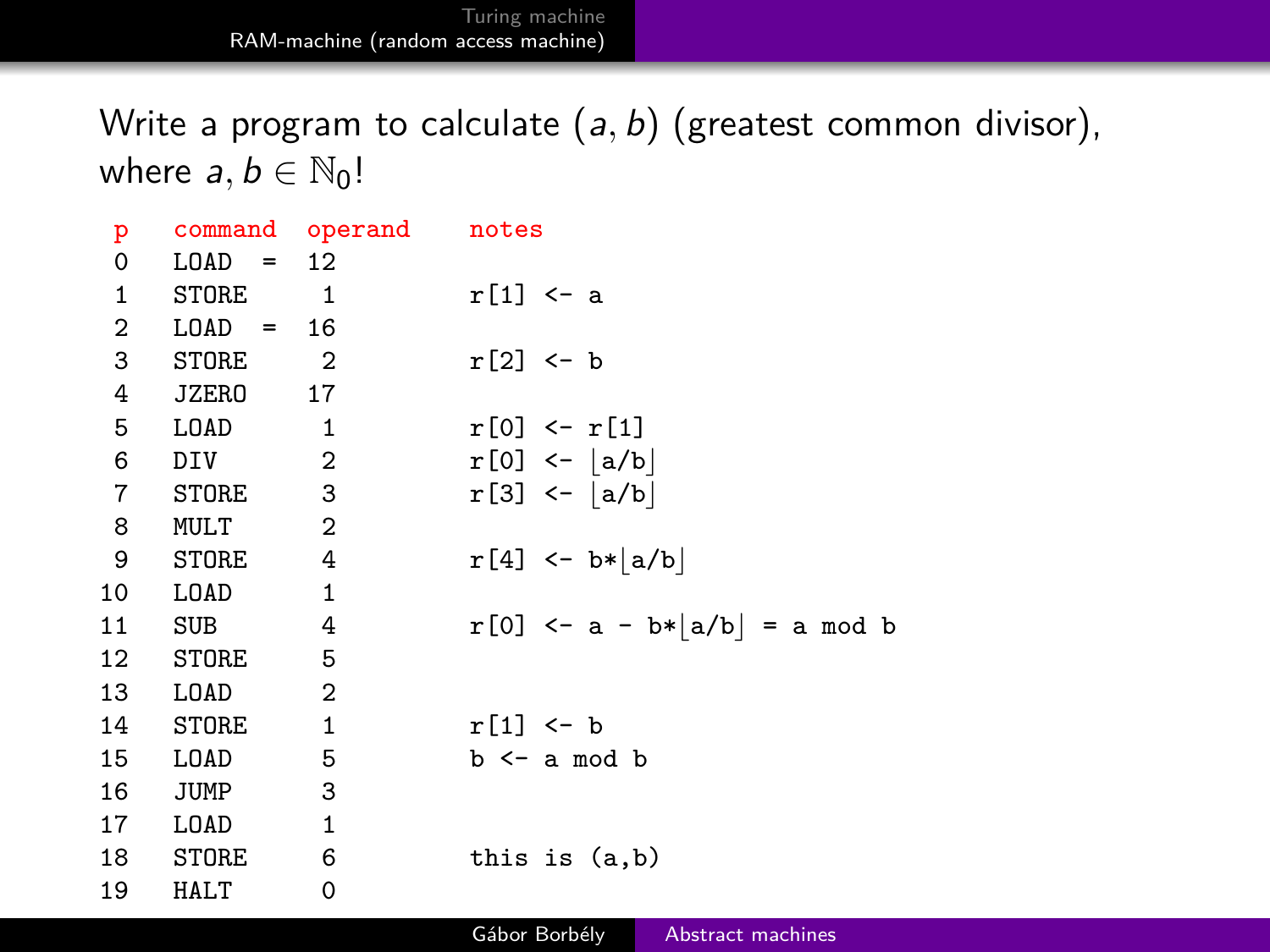Write a program to calculate $(a, b)$ (greatest common divisor), where $a, b \in \mathbb{N}_0$!

| p | command | operand | notes |
|---|---|---|---|
| 0 | LOAD = | 12 | |
| 1 | STORE | 1 | r[1] <- a |
| 2 | LOAD = | 16 | |
| 3 | STORE | 2 | r[2] <- b |
| 4 | JZERO | 17 | |
| 5 | LOAD | 1 | r[0] <- r[1] |
| 6 | DIV | 2 | r[0] <- ⌊a/b⌋ |
| 7 | STORE | 3 | r[3] <- ⌊a/b⌋ |
| 8 | MULT | 2 | |
| 9 | STORE | 4 | r[4] <- b*⌊a/b⌋ |
| 10 | LOAD | 1 | |
| 11 | SUB | 4 | r[0] <- a - b*⌊a/b⌋ = a mod b |
| 12 | STORE | 5 | |
| 13 | LOAD | 2 | |
| 14 | STORE | 1 | r[1] <- b |
| 15 | LOAD | 5 | b <- a mod b |
| 16 | JUMP | 3 | |
| 17 | LOAD | 1 | |
| 18 | STORE | 6 | this is (a,b) |
| 19 | HALT | 0 | |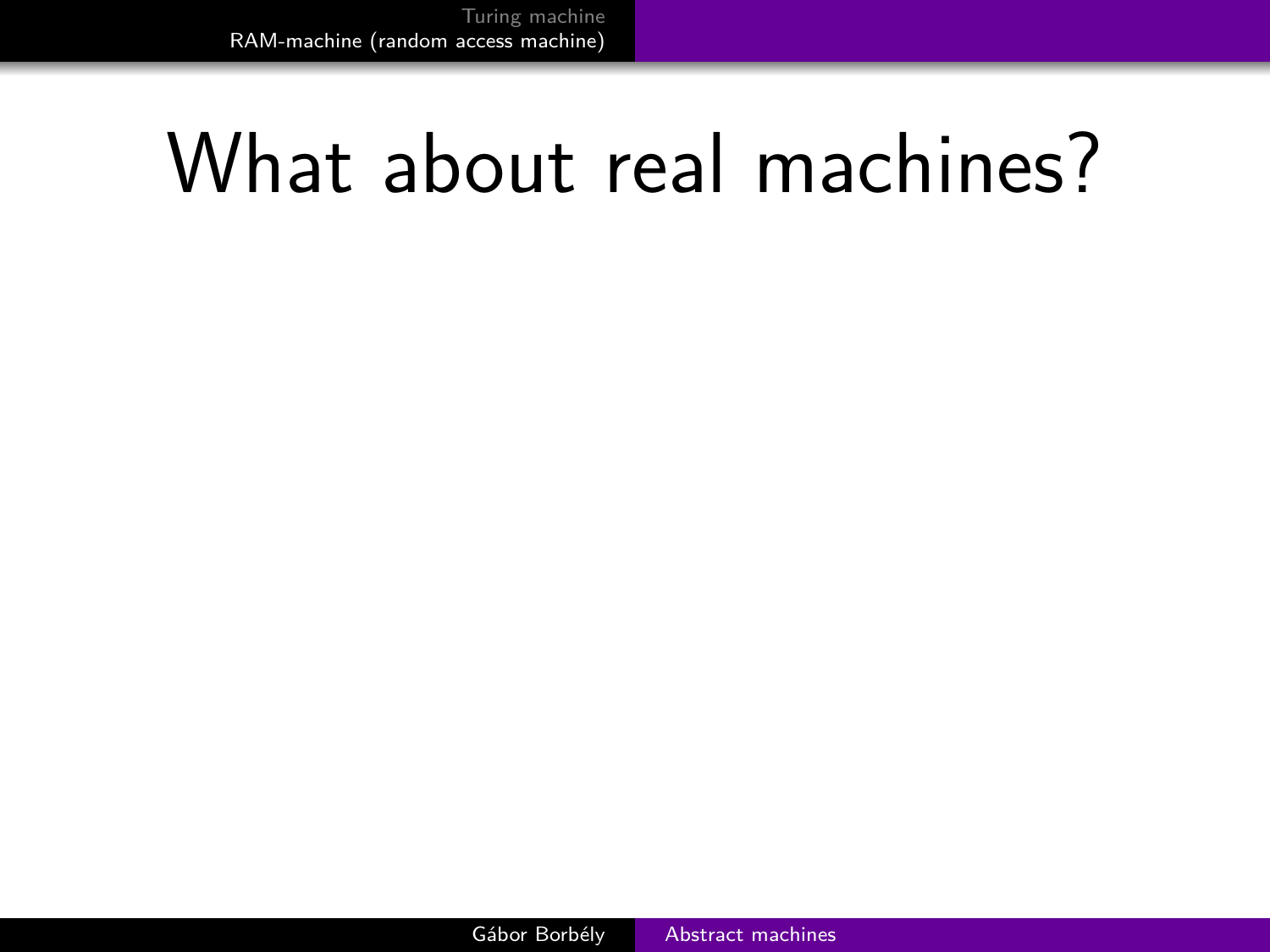# What about real machines?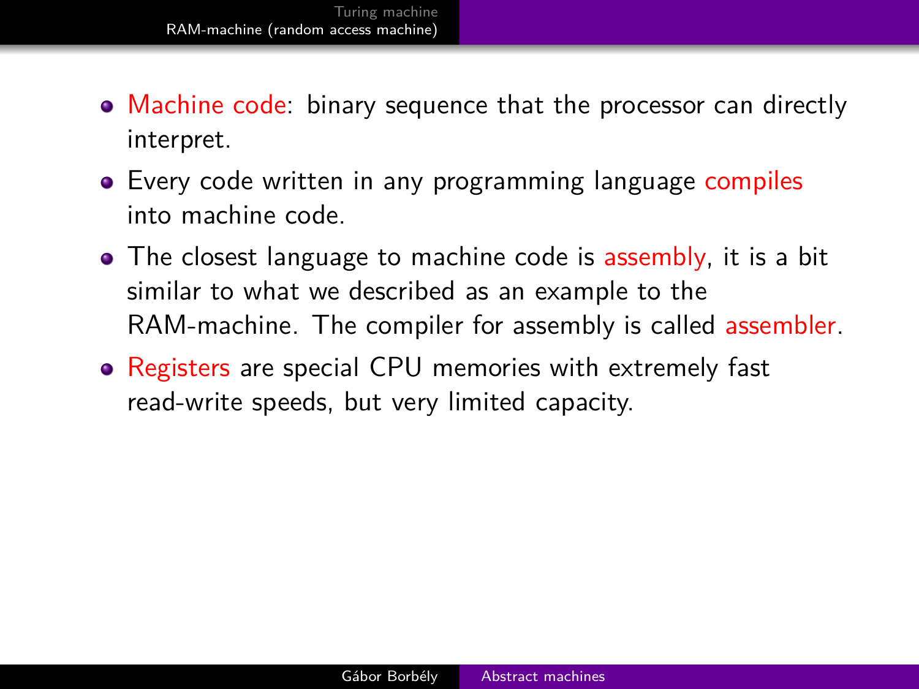- Machine code: binary sequence that the processor can directly interpret.
- Every code written in any programming language compiles into machine code.
- The closest language to machine code is assembly, it is a bit similar to what we described as an example to the RAM-machine. The compiler for assembly is called assembler.
- Registers are special CPU memories with extremely fast read-write speeds, but very limited capacity.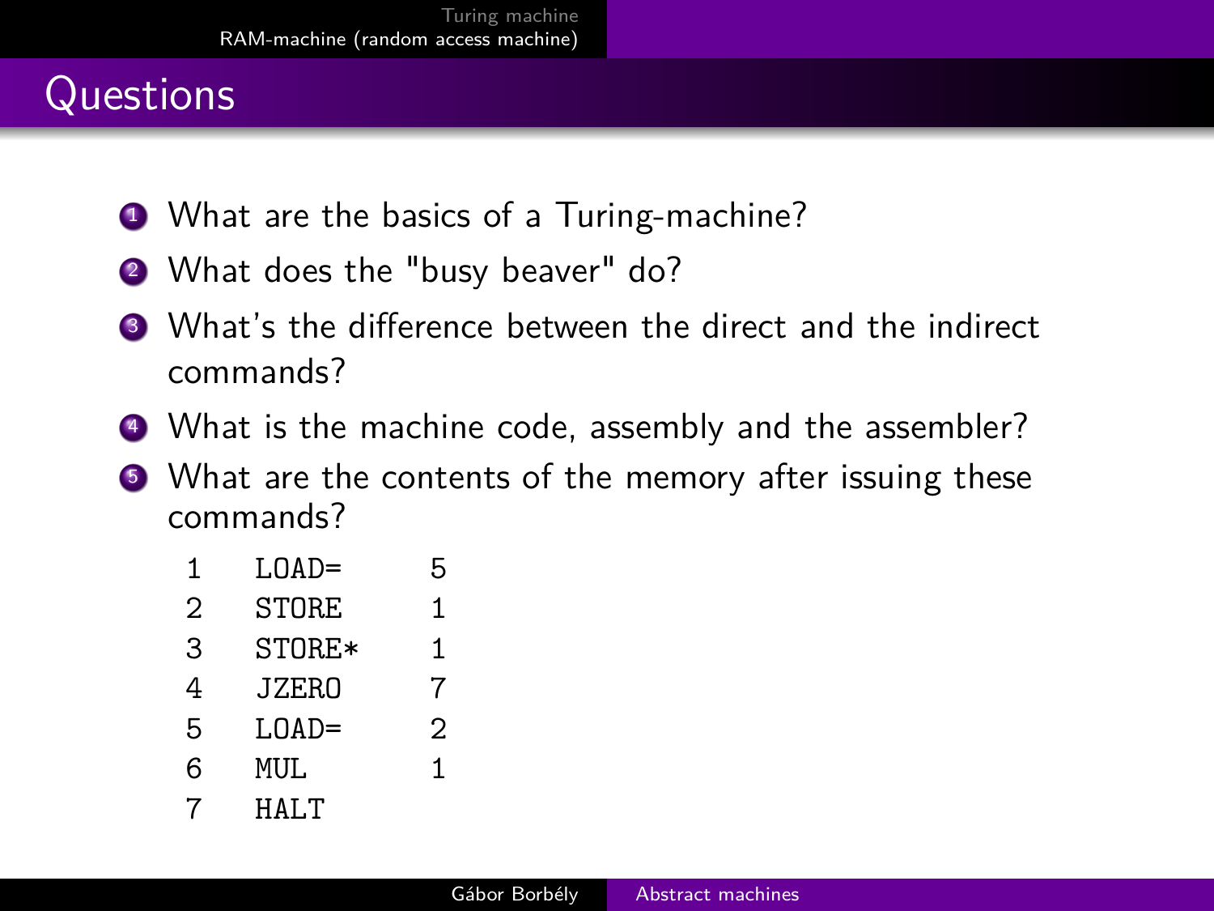# Questions

1. What are the basics of a Turing-machine?
2. What does the "busy beaver" do?
3. What's the difference between the direct and the indirect commands?
4. What is the machine code, assembly and the assembler?
5. What are the contents of the memory after issuing these commands?

```
1   LOAD=    5
2   STORE    1
3   STORE*   1
4   JZERO    7
5   LOAD=    2
6   MUL      1
7   HALT
```